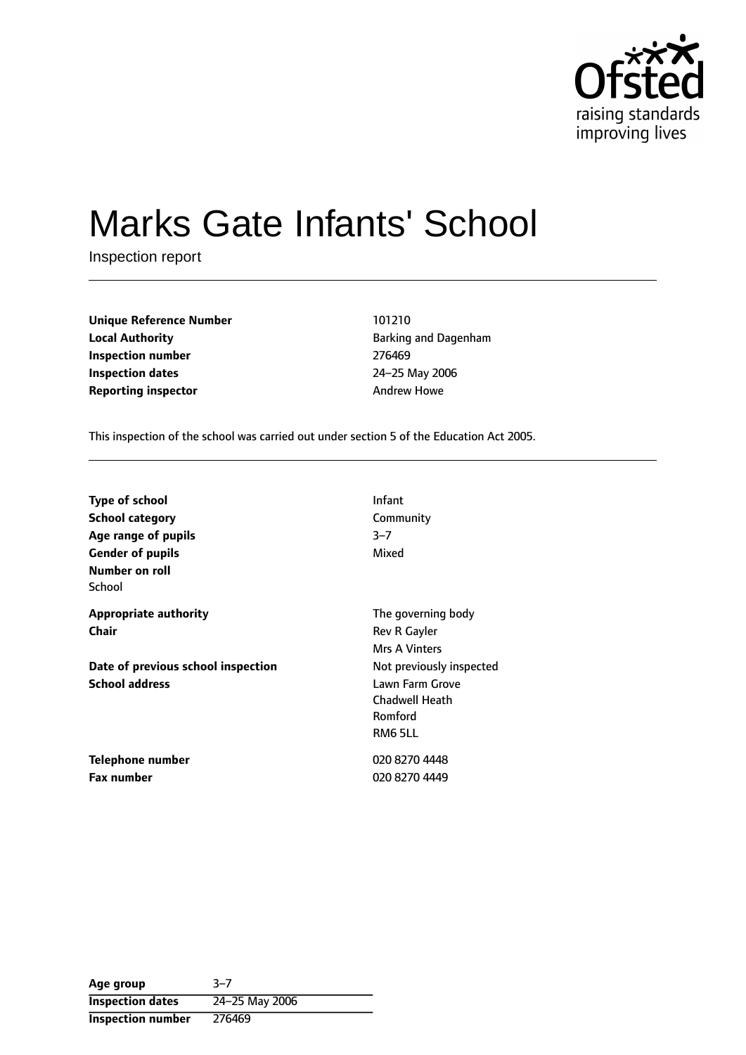# Marks Gate Infants' School

Inspection report

| | |
|---|---|
| **Unique Reference Number** | 101210 |
| **Local Authority** | Barking and Dagenham |
| **Inspection number** | 276469 |
| **Inspection dates** | 24–25 May 2006 |
| **Reporting inspector** | Andrew Howe |

This inspection of the school was carried out under section 5 of the Education Act 2005.

| | |
|---|---|
| **Type of school** | Infant |
| **School category** | Community |
| **Age range of pupils** | 3–7 |
| **Gender of pupils** | Mixed |
| **Number on roll** | |
| School | |
| **Appropriate authority** | The governing body |
| **Chair** | Rev R Gayler |
| | Mrs A Vinters |
| **Date of previous school inspection** | Not previously inspected |
| **School address** | Lawn Farm Grove<br>Chadwell Heath<br>Romford<br>RM6 5LL |
| **Telephone number** | 020 8270 4448 |
| **Fax number** | 020 8270 4449 |

| | |
|---|---|
| **Age group** | 3–7 |
| **Inspection dates** | 24–25 May 2006 |
| **Inspection number** | 276469 |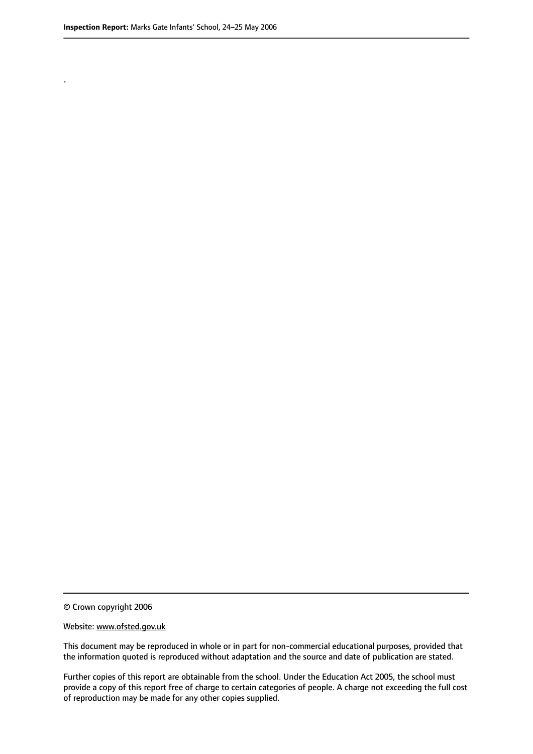.

© Crown copyright 2006

Website: www.ofsted.gov.uk

This document may be reproduced in whole or in part for non-commercial educational purposes, provided that the information quoted is reproduced without adaptation and the source and date of publication are stated.

Further copies of this report are obtainable from the school. Under the Education Act 2005, the school must provide a copy of this report free of charge to certain categories of people. A charge not exceeding the full cost of reproduction may be made for any other copies supplied.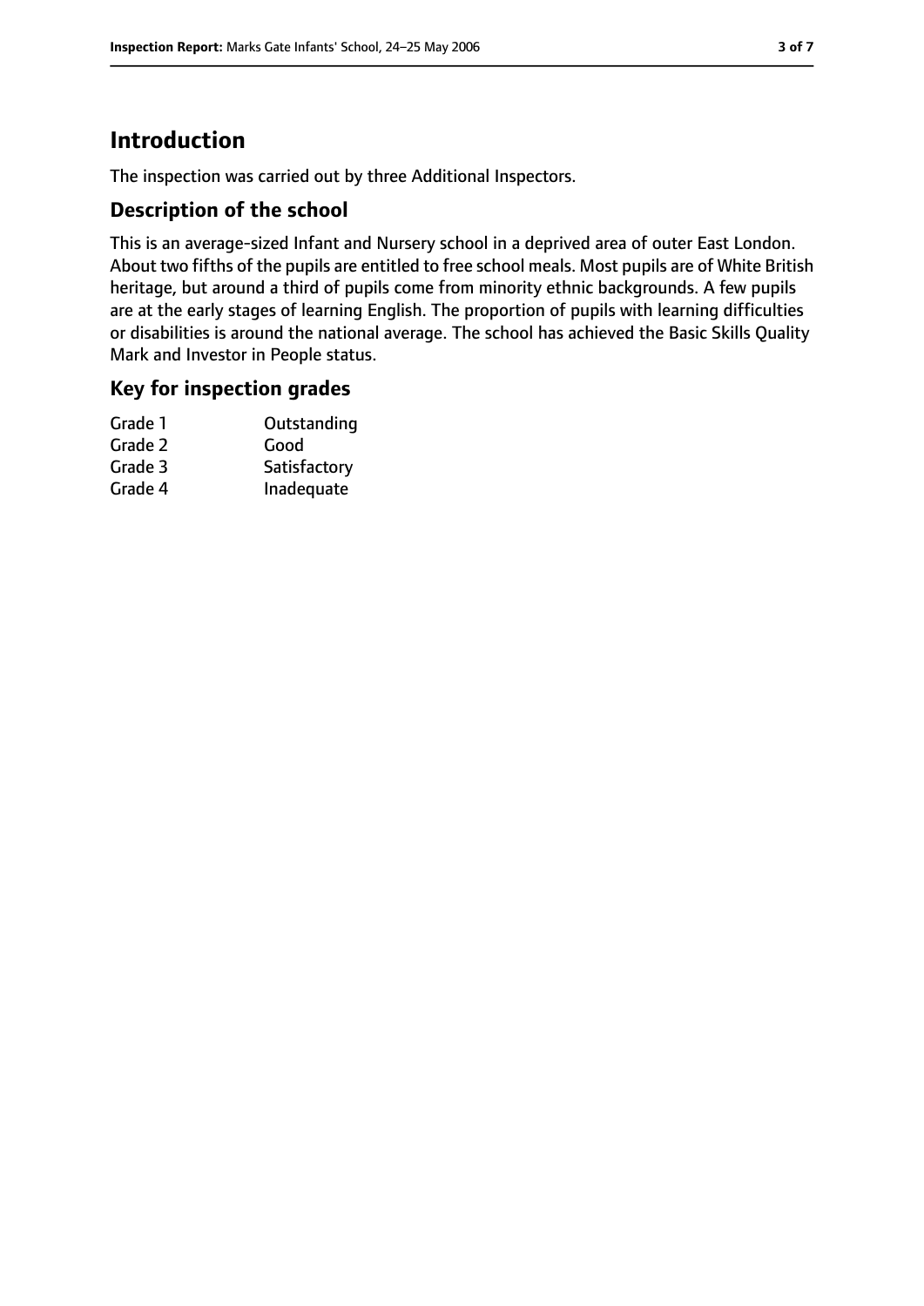# Introduction

The inspection was carried out by three Additional Inspectors.

## Description of the school

This is an average-sized Infant and Nursery school in a deprived area of outer East London. About two fifths of the pupils are entitled to free school meals. Most pupils are of White British heritage, but around a third of pupils come from minority ethnic backgrounds. A few pupils are at the early stages of learning English. The proportion of pupils with learning difficulties or disabilities is around the national average. The school has achieved the Basic Skills Quality Mark and Investor in People status.

## Key for inspection grades

| | |
|---|---|
| Grade 1 | Outstanding |
| Grade 2 | Good |
| Grade 3 | Satisfactory |
| Grade 4 | Inadequate |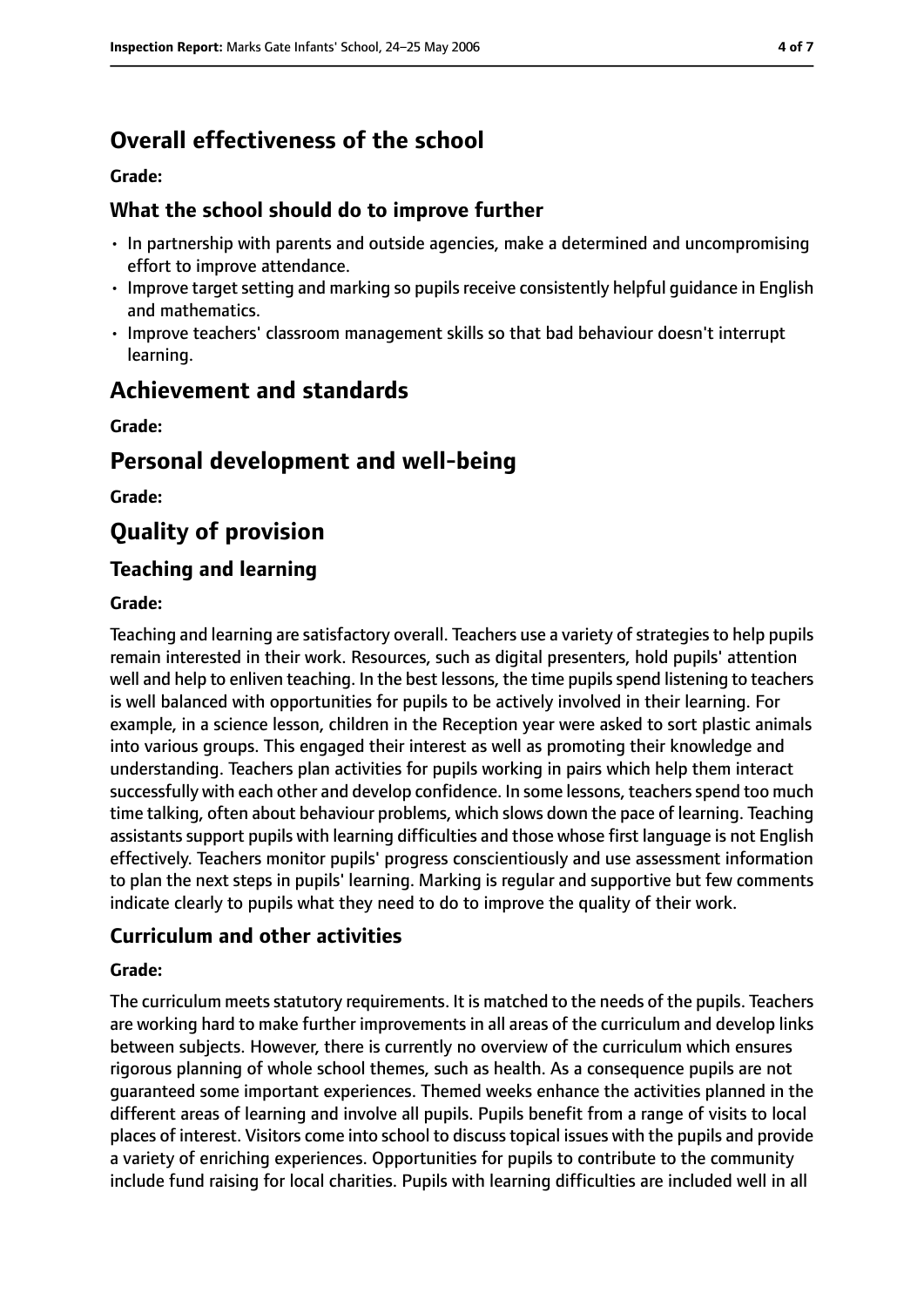## Overall effectiveness of the school

**Grade:**

### What the school should do to improve further

- In partnership with parents and outside agencies, make a determined and uncompromising effort to improve attendance.
- Improve target setting and marking so pupils receive consistently helpful guidance in English and mathematics.
- Improve teachers' classroom management skills so that bad behaviour doesn't interrupt learning.

## Achievement and standards

**Grade:**

## Personal development and well-being

**Grade:**

## Quality of provision

### Teaching and learning

**Grade:**

Teaching and learning are satisfactory overall. Teachers use a variety of strategies to help pupils remain interested in their work. Resources, such as digital presenters, hold pupils' attention well and help to enliven teaching. In the best lessons, the time pupils spend listening to teachers is well balanced with opportunities for pupils to be actively involved in their learning. For example, in a science lesson, children in the Reception year were asked to sort plastic animals into various groups. This engaged their interest as well as promoting their knowledge and understanding. Teachers plan activities for pupils working in pairs which help them interact successfully with each other and develop confidence. In some lessons, teachers spend too much time talking, often about behaviour problems, which slows down the pace of learning. Teaching assistants support pupils with learning difficulties and those whose first language is not English effectively. Teachers monitor pupils' progress conscientiously and use assessment information to plan the next steps in pupils' learning. Marking is regular and supportive but few comments indicate clearly to pupils what they need to do to improve the quality of their work.

### Curriculum and other activities

**Grade:**

The curriculum meets statutory requirements. It is matched to the needs of the pupils. Teachers are working hard to make further improvements in all areas of the curriculum and develop links between subjects. However, there is currently no overview of the curriculum which ensures rigorous planning of whole school themes, such as health. As a consequence pupils are not guaranteed some important experiences. Themed weeks enhance the activities planned in the different areas of learning and involve all pupils. Pupils benefit from a range of visits to local places of interest. Visitors come into school to discuss topical issues with the pupils and provide a variety of enriching experiences. Opportunities for pupils to contribute to the community include fund raising for local charities. Pupils with learning difficulties are included well in all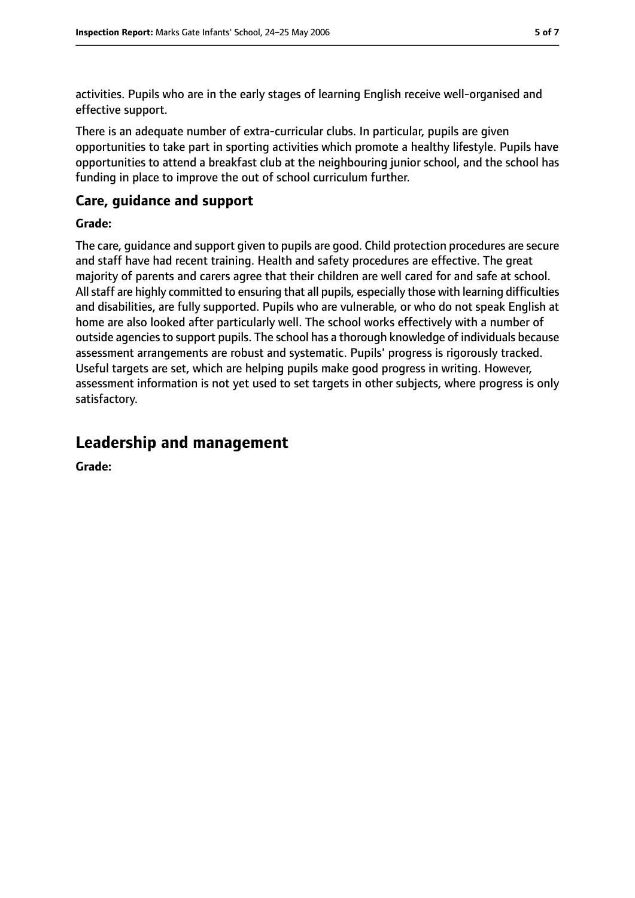activities. Pupils who are in the early stages of learning English receive well-organised and effective support.

There is an adequate number of extra-curricular clubs. In particular, pupils are given opportunities to take part in sporting activities which promote a healthy lifestyle. Pupils have opportunities to attend a breakfast club at the neighbouring junior school, and the school has funding in place to improve the out of school curriculum further.

### Care, guidance and support

**Grade:**

The care, guidance and support given to pupils are good. Child protection procedures are secure and staff have had recent training. Health and safety procedures are effective. The great majority of parents and carers agree that their children are well cared for and safe at school. All staff are highly committed to ensuring that all pupils, especially those with learning difficulties and disabilities, are fully supported. Pupils who are vulnerable, or who do not speak English at home are also looked after particularly well. The school works effectively with a number of outside agencies to support pupils. The school has a thorough knowledge of individuals because assessment arrangements are robust and systematic. Pupils' progress is rigorously tracked. Useful targets are set, which are helping pupils make good progress in writing. However, assessment information is not yet used to set targets in other subjects, where progress is only satisfactory.

## Leadership and management

**Grade:**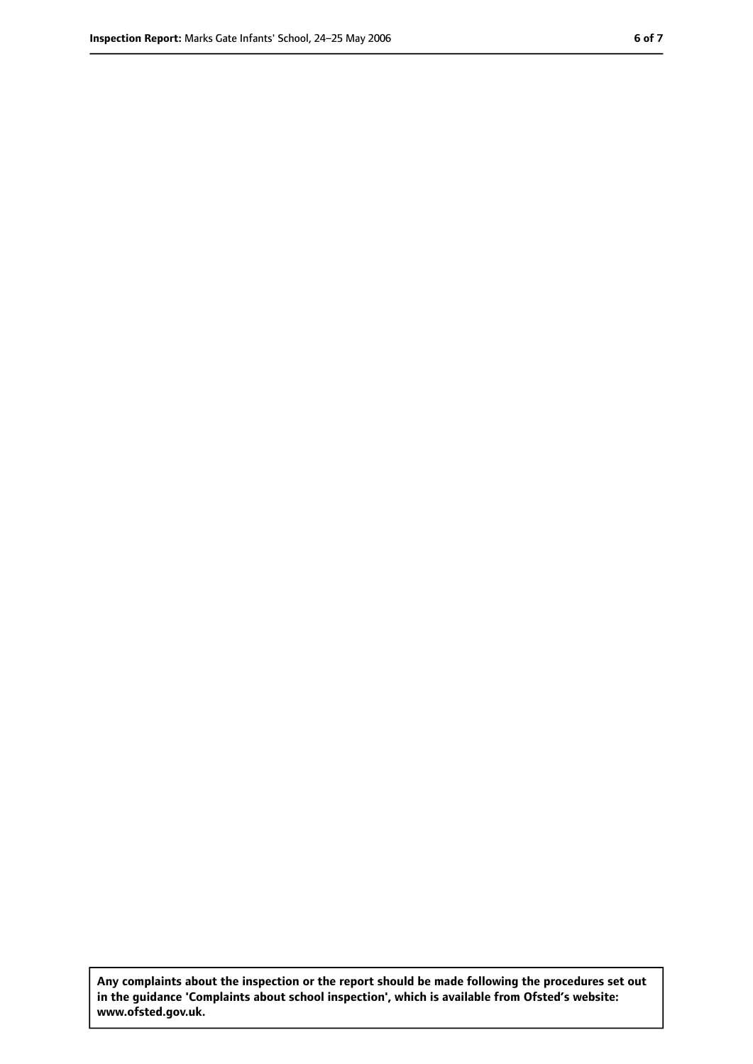**Any complaints about the inspection or the report should be made following the procedures set out in the guidance 'Complaints about school inspection', which is available from Ofsted's website: www.ofsted.gov.uk.**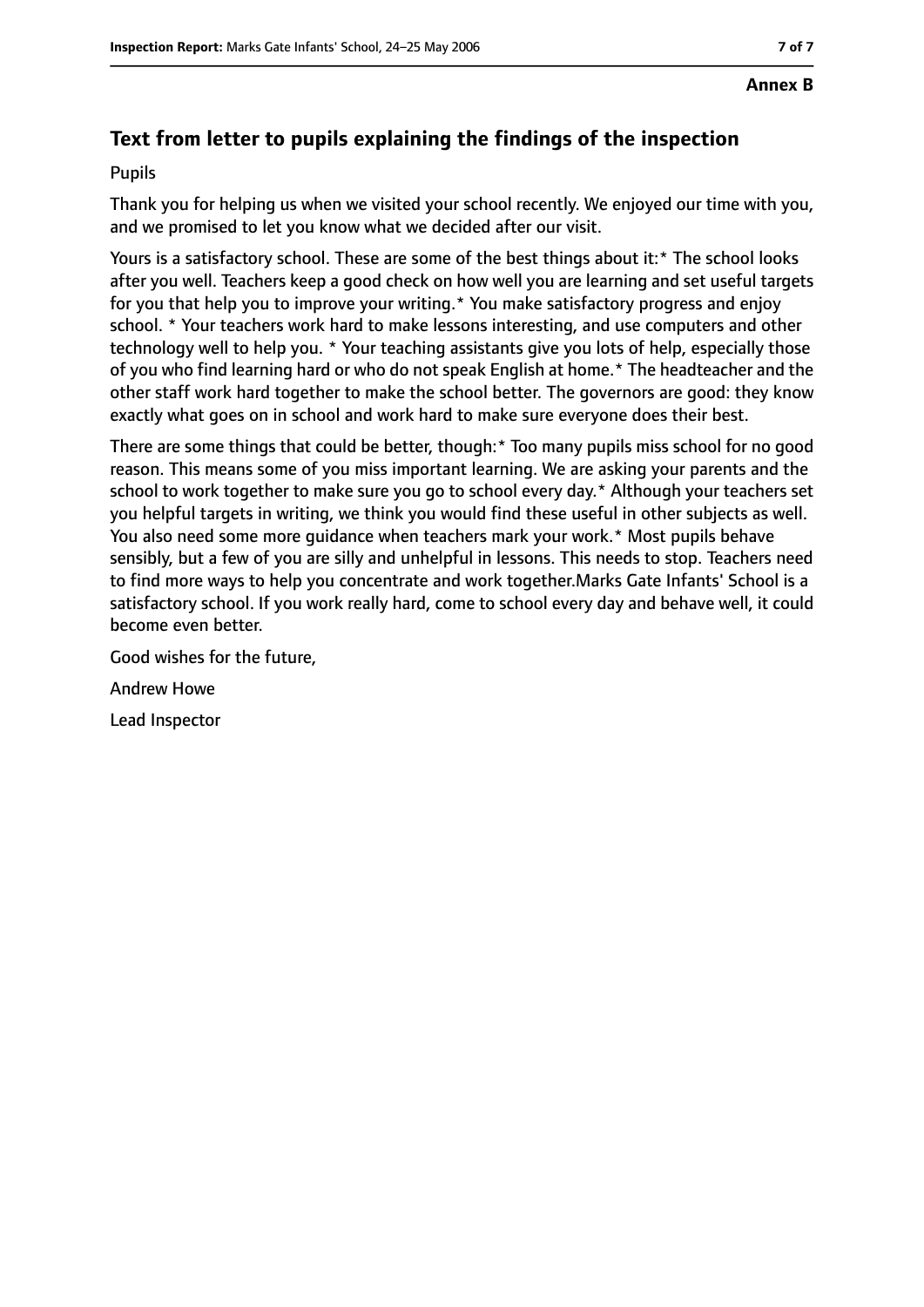**Annex B**

## Text from letter to pupils explaining the findings of the inspection

Pupils

Thank you for helping us when we visited your school recently. We enjoyed our time with you, and we promised to let you know what we decided after our visit.

Yours is a satisfactory school. These are some of the best things about it:* The school looks after you well. Teachers keep a good check on how well you are learning and set useful targets for you that help you to improve your writing.* You make satisfactory progress and enjoy school. * Your teachers work hard to make lessons interesting, and use computers and other technology well to help you. * Your teaching assistants give you lots of help, especially those of you who find learning hard or who do not speak English at home.* The headteacher and the other staff work hard together to make the school better. The governors are good: they know exactly what goes on in school and work hard to make sure everyone does their best.

There are some things that could be better, though:* Too many pupils miss school for no good reason. This means some of you miss important learning. We are asking your parents and the school to work together to make sure you go to school every day.* Although your teachers set you helpful targets in writing, we think you would find these useful in other subjects as well. You also need some more guidance when teachers mark your work.* Most pupils behave sensibly, but a few of you are silly and unhelpful in lessons. This needs to stop. Teachers need to find more ways to help you concentrate and work together.Marks Gate Infants' School is a satisfactory school. If you work really hard, come to school every day and behave well, it could become even better.

Good wishes for the future,

Andrew Howe

Lead Inspector